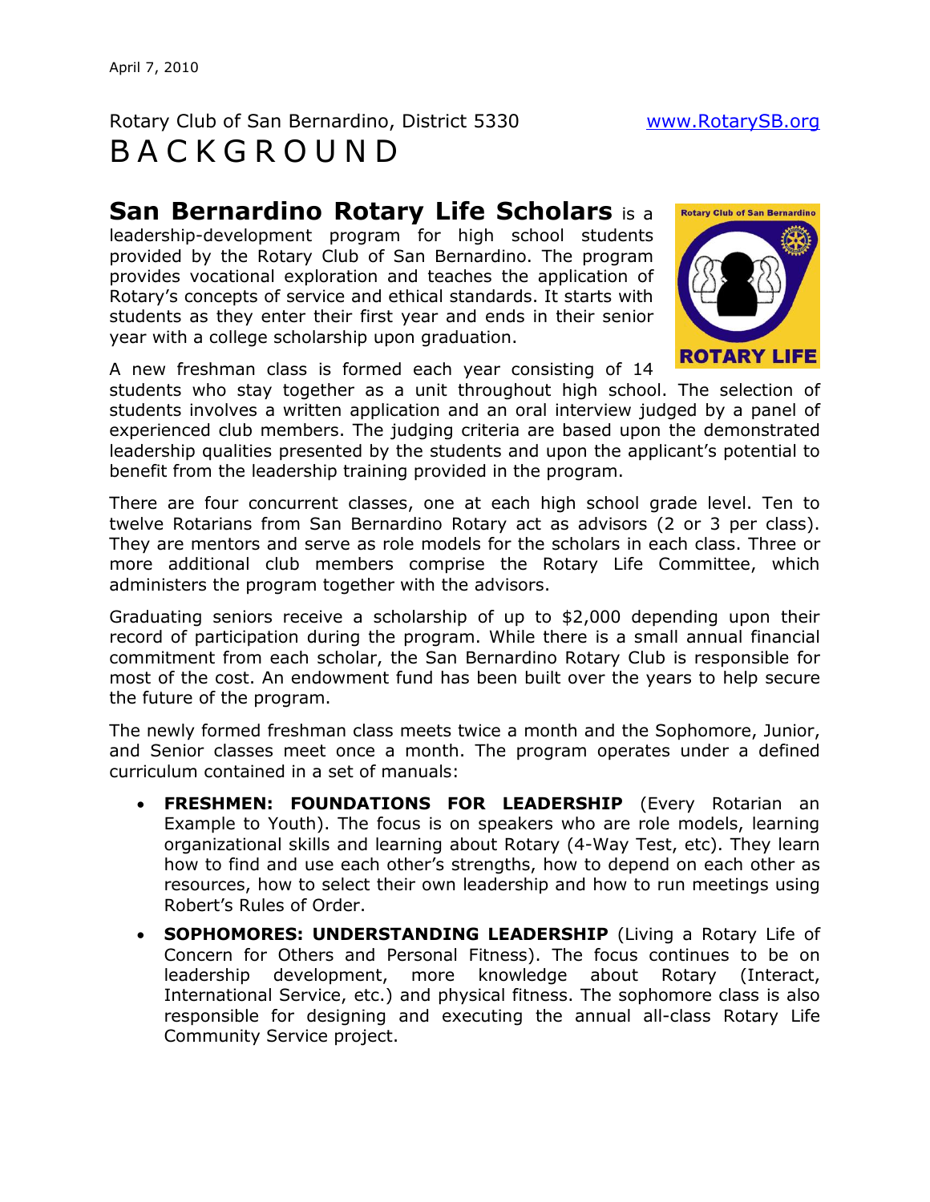April 7, 2010

Rotary Club of San Bernardino, District 5330 www.RotarySB.org

# BACKGROUND

**San Bernardino Rotary Life Scholars** is a leadership-development program for high school students provided by the Rotary Club of San Bernardino. The program provides vocational exploration and teaches the application of Rotary's concepts of service and ethical standards. It starts with students as they enter their first year and ends in their senior year with a college scholarship upon graduation.

A new freshman class is formed each year consisting of 14 students who stay together as a unit throughout high school. The selection of students involves a written application and an oral interview judged by a panel of experienced club members. The judging criteria are based upon the demonstrated leadership qualities presented by the students and upon the applicant's potential to benefit from the leadership training provided in the program.

There are four concurrent classes, one at each high school grade level. Ten to twelve Rotarians from San Bernardino Rotary act as advisors (2 or 3 per class). They are mentors and serve as role models for the scholars in each class. Three or more additional club members comprise the Rotary Life Committee, which administers the program together with the advisors.

Graduating seniors receive a scholarship of up to $2,000 depending upon their record of participation during the program. While there is a small annual financial commitment from each scholar, the San Bernardino Rotary Club is responsible for most of the cost. An endowment fund has been built over the years to help secure the future of the program.

The newly formed freshman class meets twice a month and the Sophomore, Junior, and Senior classes meet once a month. The program operates under a defined curriculum contained in a set of manuals:

- **FRESHMEN: FOUNDATIONS FOR LEADERSHIP** (Every Rotarian an Example to Youth). The focus is on speakers who are role models, learning organizational skills and learning about Rotary (4-Way Test, etc). They learn how to find and use each other's strengths, how to depend on each other as resources, how to select their own leadership and how to run meetings using Robert's Rules of Order.
- **SOPHOMORES: UNDERSTANDING LEADERSHIP** (Living a Rotary Life of Concern for Others and Personal Fitness). The focus continues to be on leadership development, more knowledge about Rotary (Interact, International Service, etc.) and physical fitness. The sophomore class is also responsible for designing and executing the annual all-class Rotary Life Community Service project.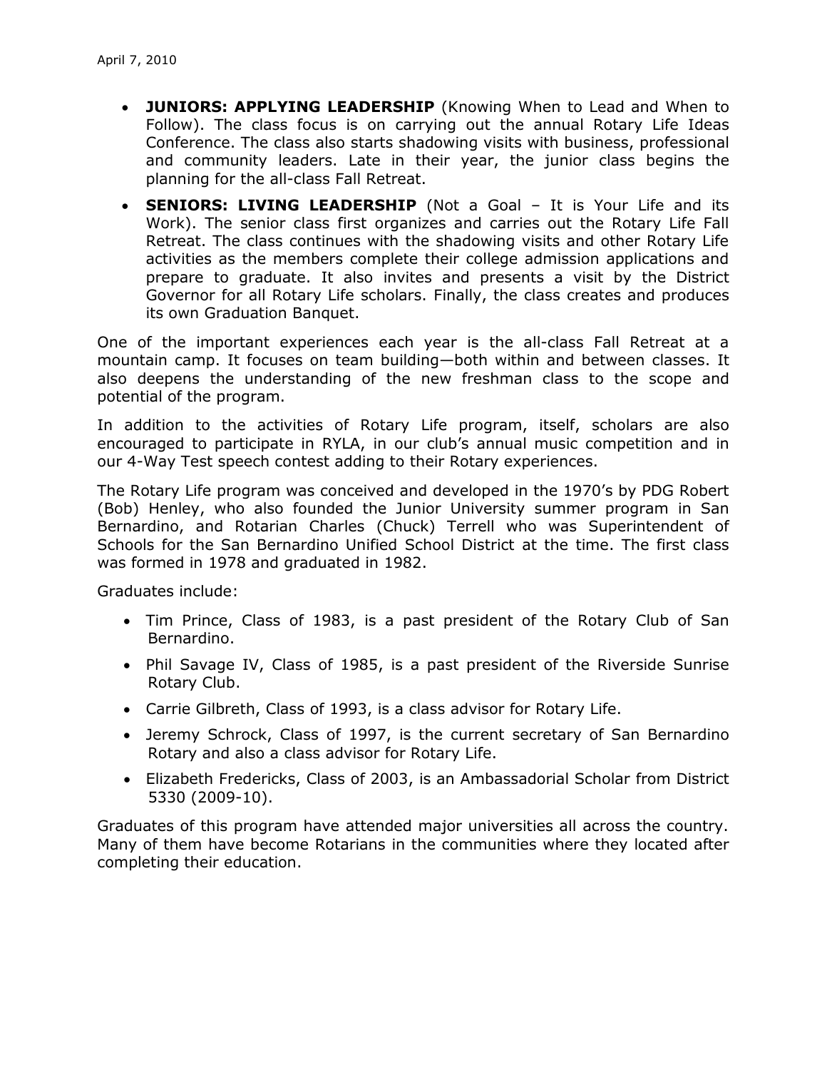April 7, 2010

- **JUNIORS: APPLYING LEADERSHIP** (Knowing When to Lead and When to Follow). The class focus is on carrying out the annual Rotary Life Ideas Conference. The class also starts shadowing visits with business, professional and community leaders. Late in their year, the junior class begins the planning for the all-class Fall Retreat.
- **SENIORS: LIVING LEADERSHIP** (Not a Goal – It is Your Life and its Work). The senior class first organizes and carries out the Rotary Life Fall Retreat. The class continues with the shadowing visits and other Rotary Life activities as the members complete their college admission applications and prepare to graduate. It also invites and presents a visit by the District Governor for all Rotary Life scholars. Finally, the class creates and produces its own Graduation Banquet.

One of the important experiences each year is the all-class Fall Retreat at a mountain camp. It focuses on team building—both within and between classes. It also deepens the understanding of the new freshman class to the scope and potential of the program.

In addition to the activities of Rotary Life program, itself, scholars are also encouraged to participate in RYLA, in our club's annual music competition and in our 4-Way Test speech contest adding to their Rotary experiences.

The Rotary Life program was conceived and developed in the 1970's by PDG Robert (Bob) Henley, who also founded the Junior University summer program in San Bernardino, and Rotarian Charles (Chuck) Terrell who was Superintendent of Schools for the San Bernardino Unified School District at the time. The first class was formed in 1978 and graduated in 1982.

Graduates include:

- Tim Prince, Class of 1983, is a past president of the Rotary Club of San Bernardino.
- Phil Savage IV, Class of 1985, is a past president of the Riverside Sunrise Rotary Club.
- Carrie Gilbreth, Class of 1993, is a class advisor for Rotary Life.
- Jeremy Schrock, Class of 1997, is the current secretary of San Bernardino Rotary and also a class advisor for Rotary Life.
- Elizabeth Fredericks, Class of 2003, is an Ambassadorial Scholar from District 5330 (2009-10).

Graduates of this program have attended major universities all across the country. Many of them have become Rotarians in the communities where they located after completing their education.